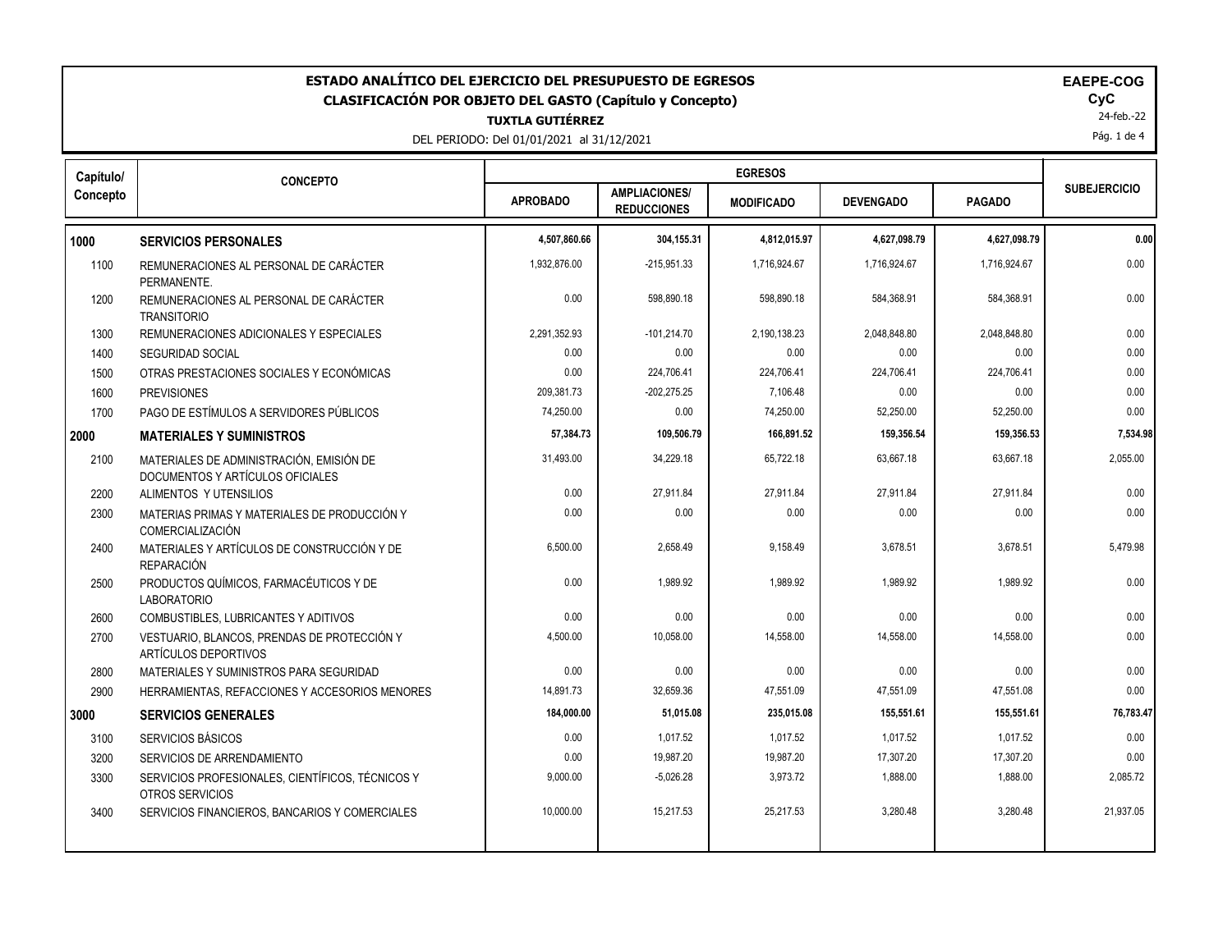# ESTADO ANALÍTICO DEL EJERCICIO DEL PRESUPUESTO DE EGRESOS

## CLASIFICACIÓN POR OBJETO DEL GASTO (Capítulo y Concepto)

**TUXTLA GUTIÉRREZ**

DEL PERIODO: Del 01/01/2021 al 31/12/2021

**EAEPE-COG**
**CyC**
24-feb.-22

| Capítulo/ Concepto | CONCEPTO | EGRESOS | | | | | SUBEJERCICIO |
|---|---|---|---|---|---|---|---|
| | | APROBADO | AMPLIACIONES/ REDUCCIONES | MODIFICADO | DEVENGADO | PAGADO | |
| **1000** | **SERVICIOS PERSONALES** | **4,507,860.66** | **304,155.31** | **4,812,015.97** | **4,627,098.79** | **4,627,098.79** | **0.00** |
| 1100 | REMUNERACIONES AL PERSONAL DE CARÁCTER PERMANENTE. | 1,932,876.00 | -215,951.33 | 1,716,924.67 | 1,716,924.67 | 1,716,924.67 | 0.00 |
| 1200 | REMUNERACIONES AL PERSONAL DE CARÁCTER TRANSITORIO | 0.00 | 598,890.18 | 598,890.18 | 584,368.91 | 584,368.91 | 0.00 |
| 1300 | REMUNERACIONES ADICIONALES Y ESPECIALES | 2,291,352.93 | -101,214.70 | 2,190,138.23 | 2,048,848.80 | 2,048,848.80 | 0.00 |
| 1400 | SEGURIDAD SOCIAL | 0.00 | 0.00 | 0.00 | 0.00 | 0.00 | 0.00 |
| 1500 | OTRAS PRESTACIONES SOCIALES Y ECONÓMICAS | 0.00 | 224,706.41 | 224,706.41 | 224,706.41 | 224,706.41 | 0.00 |
| 1600 | PREVISIONES | 209,381.73 | -202,275.25 | 7,106.48 | 0.00 | 0.00 | 0.00 |
| 1700 | PAGO DE ESTÍMULOS A SERVIDORES PÚBLICOS | 74,250.00 | 0.00 | 74,250.00 | 52,250.00 | 52,250.00 | 0.00 |
| **2000** | **MATERIALES Y SUMINISTROS** | **57,384.73** | **109,506.79** | **166,891.52** | **159,356.54** | **159,356.53** | **7,534.98** |
| 2100 | MATERIALES DE ADMINISTRACIÓN, EMISIÓN DE DOCUMENTOS Y ARTÍCULOS OFICIALES | 31,493.00 | 34,229.18 | 65,722.18 | 63,667.18 | 63,667.18 | 2,055.00 |
| 2200 | ALIMENTOS Y UTENSILIOS | 0.00 | 27,911.84 | 27,911.84 | 27,911.84 | 27,911.84 | 0.00 |
| 2300 | MATERIAS PRIMAS Y MATERIALES DE PRODUCCIÓN Y COMERCIALIZACIÓN | 0.00 | 0.00 | 0.00 | 0.00 | 0.00 | 0.00 |
| 2400 | MATERIALES Y ARTÍCULOS DE CONSTRUCCIÓN Y DE REPARACIÓN | 6,500.00 | 2,658.49 | 9,158.49 | 3,678.51 | 3,678.51 | 5,479.98 |
| 2500 | PRODUCTOS QUÍMICOS, FARMACÉUTICOS Y DE LABORATORIO | 0.00 | 1,989.92 | 1,989.92 | 1,989.92 | 1,989.92 | 0.00 |
| 2600 | COMBUSTIBLES, LUBRICANTES Y ADITIVOS | 0.00 | 0.00 | 0.00 | 0.00 | 0.00 | 0.00 |
| 2700 | VESTUARIO, BLANCOS, PRENDAS DE PROTECCIÓN Y ARTÍCULOS DEPORTIVOS | 4,500.00 | 10,058.00 | 14,558.00 | 14,558.00 | 14,558.00 | 0.00 |
| 2800 | MATERIALES Y SUMINISTROS PARA SEGURIDAD | 0.00 | 0.00 | 0.00 | 0.00 | 0.00 | 0.00 |
| 2900 | HERRAMIENTAS, REFACCIONES Y ACCESORIOS MENORES | 14,891.73 | 32,659.36 | 47,551.09 | 47,551.09 | 47,551.08 | 0.00 |
| **3000** | **SERVICIOS GENERALES** | **184,000.00** | **51,015.08** | **235,015.08** | **155,551.61** | **155,551.61** | **76,783.47** |
| 3100 | SERVICIOS BÁSICOS | 0.00 | 1,017.52 | 1,017.52 | 1,017.52 | 1,017.52 | 0.00 |
| 3200 | SERVICIOS DE ARRENDAMIENTO | 0.00 | 19,987.20 | 19,987.20 | 17,307.20 | 17,307.20 | 0.00 |
| 3300 | SERVICIOS PROFESIONALES, CIENTÍFICOS, TÉCNICOS Y OTROS SERVICIOS | 9,000.00 | -5,026.28 | 3,973.72 | 1,888.00 | 1,888.00 | 2,085.72 |
| 3400 | SERVICIOS FINANCIEROS, BANCARIOS Y COMERCIALES | 10,000.00 | 15,217.53 | 25,217.53 | 3,280.48 | 3,280.48 | 21,937.05 |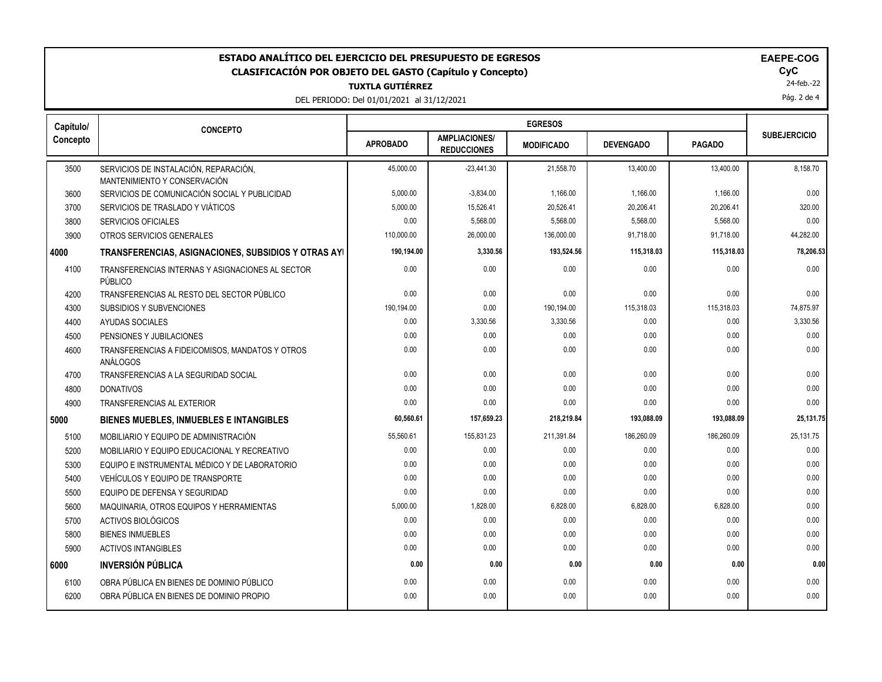# ESTADO ANALÍTICO DEL EJERCICIO DEL PRESUPUESTO DE EGRESOS
## CLASIFICACIÓN POR OBJETO DEL GASTO (Capítulo y Concepto)
### TUXTLA GUTIÉRREZ

DEL PERIODO: Del 01/01/2021 al 31/12/2021

EAEPE-COG
CyC
24-feb.-22

| Capítulo/ Concepto | CONCEPTO | EGRESOS | | | | | SUBEJERCICIO |
|---|---|---|---|---|---|---|---|
| | | APROBADO | AMPLIACIONES/ REDUCCIONES | MODIFICADO | DEVENGADO | PAGADO | |
| 3500 | SERVICIOS DE INSTALACIÓN, REPARACIÓN, MANTENIMIENTO Y CONSERVACIÓN | 45,000.00 | -23,441.30 | 21,558.70 | 13,400.00 | 13,400.00 | 8,158.70 |
| 3600 | SERVICIOS DE COMUNICACIÓN SOCIAL Y PUBLICIDAD | 5,000.00 | -3,834.00 | 1,166.00 | 1,166.00 | 1,166.00 | 0.00 |
| 3700 | SERVICIOS DE TRASLADO Y VIÁTICOS | 5,000.00 | 15,526.41 | 20,526.41 | 20,206.41 | 20,206.41 | 320.00 |
| 3800 | SERVICIOS OFICIALES | 0.00 | 5,568.00 | 5,568.00 | 5,568.00 | 5,568.00 | 0.00 |
| 3900 | OTROS SERVICIOS GENERALES | 110,000.00 | 26,000.00 | 136,000.00 | 91,718.00 | 91,718.00 | 44,282.00 |
| **4000** | **TRANSFERENCIAS, ASIGNACIONES, SUBSIDIOS Y OTRAS AYI** | **190,194.00** | **3,330.56** | **193,524.56** | **115,318.03** | **115,318.03** | **78,206.53** |
| 4100 | TRANSFERENCIAS INTERNAS Y ASIGNACIONES AL SECTOR PÚBLICO | 0.00 | 0.00 | 0.00 | 0.00 | 0.00 | 0.00 |
| 4200 | TRANSFERENCIAS AL RESTO DEL SECTOR PÚBLICO | 0.00 | 0.00 | 0.00 | 0.00 | 0.00 | 0.00 |
| 4300 | SUBSIDIOS Y SUBVENCIONES | 190,194.00 | 0.00 | 190,194.00 | 115,318.03 | 115,318.03 | 74,875.97 |
| 4400 | AYUDAS SOCIALES | 0.00 | 3,330.56 | 3,330.56 | 0.00 | 0.00 | 3,330.56 |
| 4500 | PENSIONES Y JUBILACIONES | 0.00 | 0.00 | 0.00 | 0.00 | 0.00 | 0.00 |
| 4600 | TRANSFERENCIAS A FIDEICOMISOS, MANDATOS Y OTROS ANÁLOGOS | 0.00 | 0.00 | 0.00 | 0.00 | 0.00 | 0.00 |
| 4700 | TRANSFERENCIAS A LA SEGURIDAD SOCIAL | 0.00 | 0.00 | 0.00 | 0.00 | 0.00 | 0.00 |
| 4800 | DONATIVOS | 0.00 | 0.00 | 0.00 | 0.00 | 0.00 | 0.00 |
| 4900 | TRANSFERENCIAS AL EXTERIOR | 0.00 | 0.00 | 0.00 | 0.00 | 0.00 | 0.00 |
| **5000** | **BIENES MUEBLES, INMUEBLES E INTANGIBLES** | **60,560.61** | **157,659.23** | **218,219.84** | **193,088.09** | **193,088.09** | **25,131.75** |
| 5100 | MOBILIARIO Y EQUIPO DE ADMINISTRACIÓN | 55,560.61 | 155,831.23 | 211,391.84 | 186,260.09 | 186,260.09 | 25,131.75 |
| 5200 | MOBILIARIO Y EQUIPO EDUCACIONAL Y RECREATIVO | 0.00 | 0.00 | 0.00 | 0.00 | 0.00 | 0.00 |
| 5300 | EQUIPO E INSTRUMENTAL MÉDICO Y DE LABORATORIO | 0.00 | 0.00 | 0.00 | 0.00 | 0.00 | 0.00 |
| 5400 | VEHÍCULOS Y EQUIPO DE TRANSPORTE | 0.00 | 0.00 | 0.00 | 0.00 | 0.00 | 0.00 |
| 5500 | EQUIPO DE DEFENSA Y SEGURIDAD | 0.00 | 0.00 | 0.00 | 0.00 | 0.00 | 0.00 |
| 5600 | MAQUINARIA, OTROS EQUIPOS Y HERRAMIENTAS | 5,000.00 | 1,828.00 | 6,828.00 | 6,828.00 | 6,828.00 | 0.00 |
| 5700 | ACTIVOS BIOLÓGICOS | 0.00 | 0.00 | 0.00 | 0.00 | 0.00 | 0.00 |
| 5800 | BIENES INMUEBLES | 0.00 | 0.00 | 0.00 | 0.00 | 0.00 | 0.00 |
| 5900 | ACTIVOS INTANGIBLES | 0.00 | 0.00 | 0.00 | 0.00 | 0.00 | 0.00 |
| **6000** | **INVERSIÓN PÚBLICA** | **0.00** | **0.00** | **0.00** | **0.00** | **0.00** | **0.00** |
| 6100 | OBRA PÚBLICA EN BIENES DE DOMINIO PÚBLICO | 0.00 | 0.00 | 0.00 | 0.00 | 0.00 | 0.00 |
| 6200 | OBRA PÚBLICA EN BIENES DE DOMINIO PROPIO | 0.00 | 0.00 | 0.00 | 0.00 | 0.00 | 0.00 |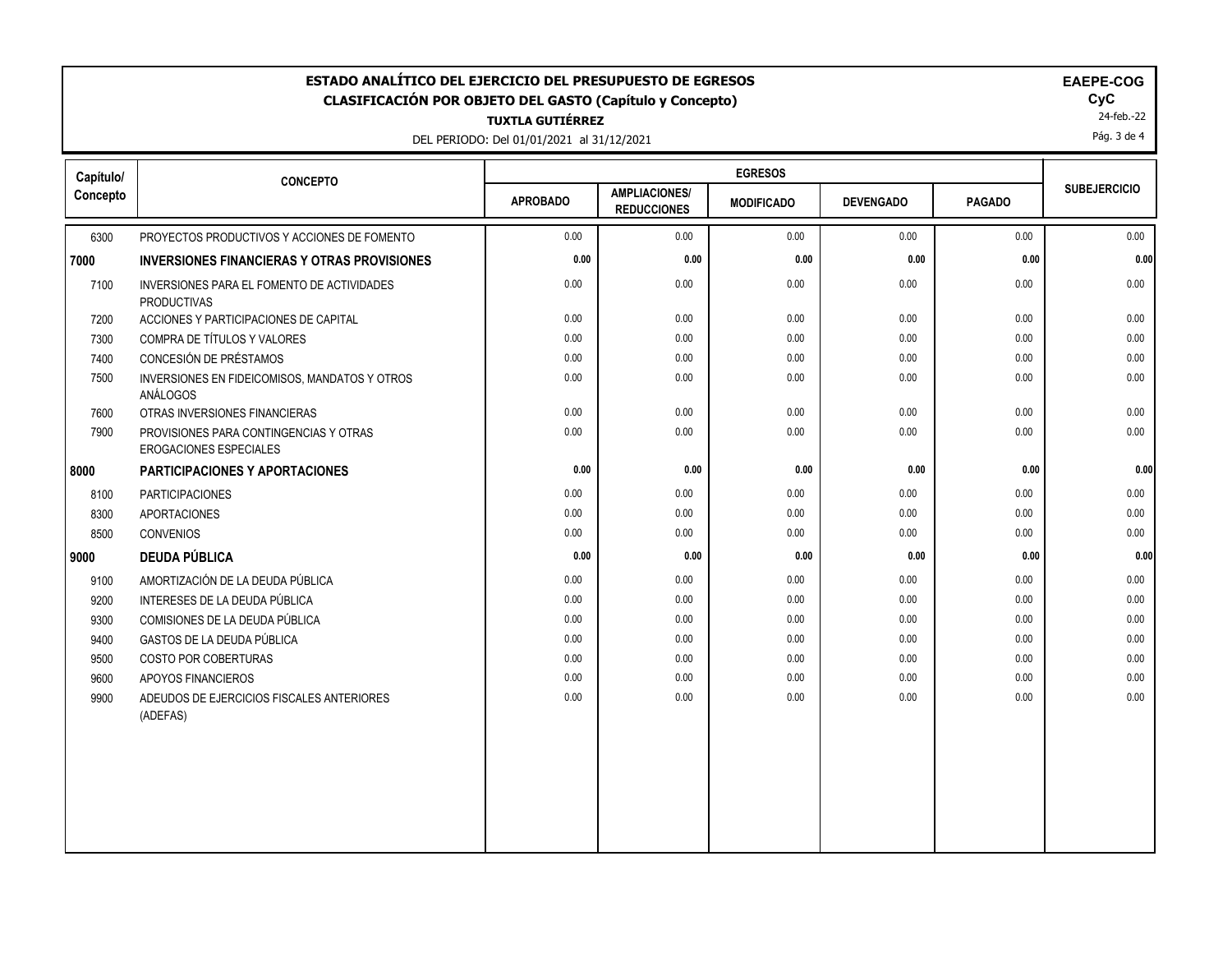# ESTADO ANALÍTICO DEL EJERCICIO DEL PRESUPUESTO DE EGRESOS
## CLASIFICACIÓN POR OBJETO DEL GASTO (Capítulo y Concepto)
### TUXTLA GUTIÉRREZ

DEL PERIODO: Del 01/01/2021 al 31/12/2021

**EAEPE-COG**
**CyC**
24-feb.-22

| Capítulo/ Concepto | CONCEPTO | EGRESOS | | | | | SUBEJERCICIO |
|---|---|---|---|---|---|---|---|
| | | APROBADO | AMPLIACIONES/ REDUCCIONES | MODIFICADO | DEVENGADO | PAGADO | |
| 6300 | PROYECTOS PRODUCTIVOS Y ACCIONES DE FOMENTO | 0.00 | 0.00 | 0.00 | 0.00 | 0.00 | 0.00 |
| **7000** | **INVERSIONES FINANCIERAS Y OTRAS PROVISIONES** | **0.00** | **0.00** | **0.00** | **0.00** | **0.00** | **0.00** |
| 7100 | INVERSIONES PARA EL FOMENTO DE ACTIVIDADES PRODUCTIVAS | 0.00 | 0.00 | 0.00 | 0.00 | 0.00 | 0.00 |
| 7200 | ACCIONES Y PARTICIPACIONES DE CAPITAL | 0.00 | 0.00 | 0.00 | 0.00 | 0.00 | 0.00 |
| 7300 | COMPRA DE TÍTULOS Y VALORES | 0.00 | 0.00 | 0.00 | 0.00 | 0.00 | 0.00 |
| 7400 | CONCESIÓN DE PRÉSTAMOS | 0.00 | 0.00 | 0.00 | 0.00 | 0.00 | 0.00 |
| 7500 | INVERSIONES EN FIDEICOMISOS, MANDATOS Y OTROS ANÁLOGOS | 0.00 | 0.00 | 0.00 | 0.00 | 0.00 | 0.00 |
| 7600 | OTRAS INVERSIONES FINANCIERAS | 0.00 | 0.00 | 0.00 | 0.00 | 0.00 | 0.00 |
| 7900 | PROVISIONES PARA CONTINGENCIAS Y OTRAS EROGACIONES ESPECIALES | 0.00 | 0.00 | 0.00 | 0.00 | 0.00 | 0.00 |
| **8000** | **PARTICIPACIONES Y APORTACIONES** | **0.00** | **0.00** | **0.00** | **0.00** | **0.00** | **0.00** |
| 8100 | PARTICIPACIONES | 0.00 | 0.00 | 0.00 | 0.00 | 0.00 | 0.00 |
| 8300 | APORTACIONES | 0.00 | 0.00 | 0.00 | 0.00 | 0.00 | 0.00 |
| 8500 | CONVENIOS | 0.00 | 0.00 | 0.00 | 0.00 | 0.00 | 0.00 |
| **9000** | **DEUDA PÚBLICA** | **0.00** | **0.00** | **0.00** | **0.00** | **0.00** | **0.00** |
| 9100 | AMORTIZACIÓN DE LA DEUDA PÚBLICA | 0.00 | 0.00 | 0.00 | 0.00 | 0.00 | 0.00 |
| 9200 | INTERESES DE LA DEUDA PÚBLICA | 0.00 | 0.00 | 0.00 | 0.00 | 0.00 | 0.00 |
| 9300 | COMISIONES DE LA DEUDA PÚBLICA | 0.00 | 0.00 | 0.00 | 0.00 | 0.00 | 0.00 |
| 9400 | GASTOS DE LA DEUDA PÚBLICA | 0.00 | 0.00 | 0.00 | 0.00 | 0.00 | 0.00 |
| 9500 | COSTO POR COBERTURAS | 0.00 | 0.00 | 0.00 | 0.00 | 0.00 | 0.00 |
| 9600 | APOYOS FINANCIEROS | 0.00 | 0.00 | 0.00 | 0.00 | 0.00 | 0.00 |
| 9900 | ADEUDOS DE EJERCICIOS FISCALES ANTERIORES (ADEFAS) | 0.00 | 0.00 | 0.00 | 0.00 | 0.00 | 0.00 |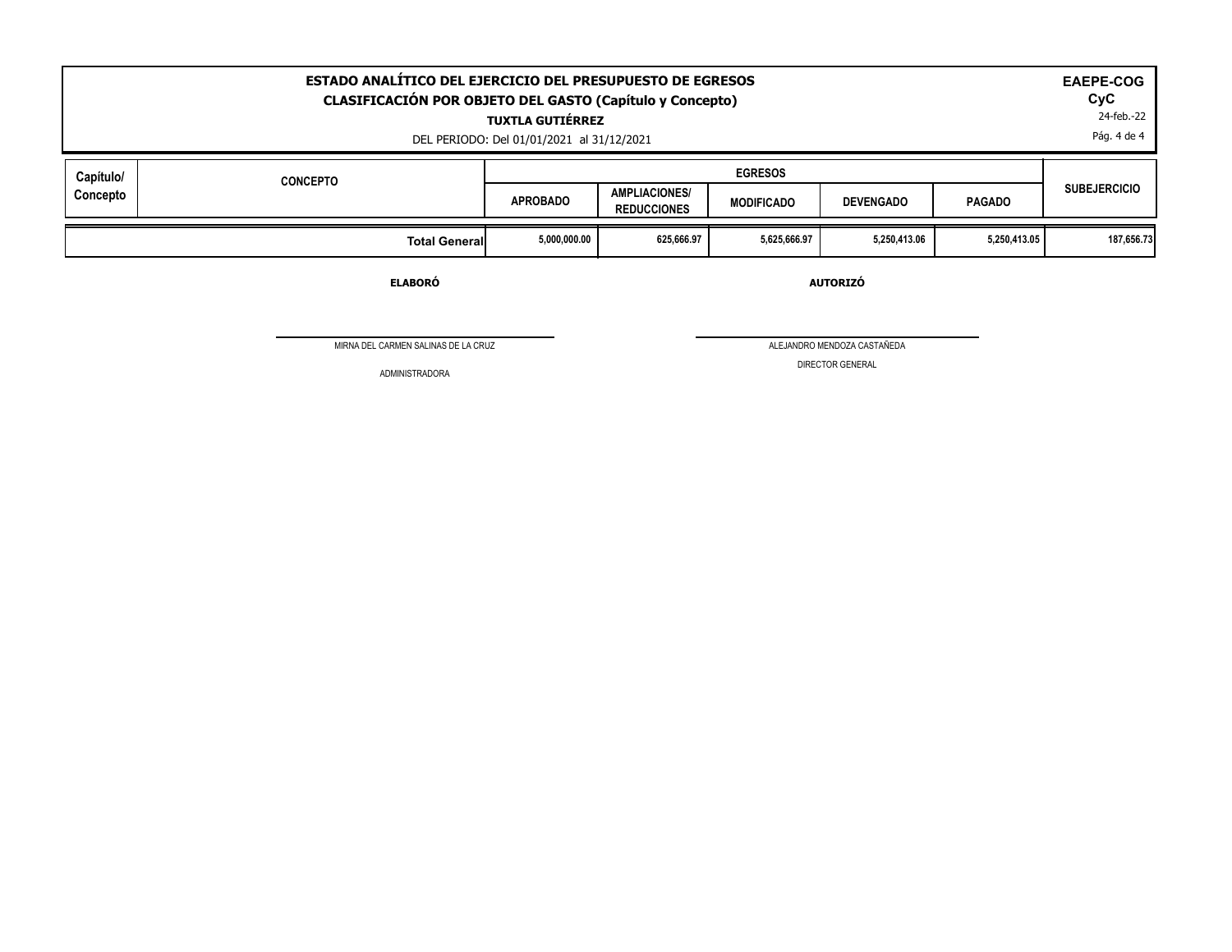# ESTADO ANALÍTICO DEL EJERCICIO DEL PRESUPUESTO DE EGRESOS

## CLASIFICACIÓN POR OBJETO DEL GASTO (Capítulo y Concepto)

**TUXTLA GUTIÉRREZ**

DEL PERIODO: Del 01/01/2021 al 31/12/2021

**EAEPE-COG**

**CyC**

24-feb.-22

| Capítulo/ Concepto | CONCEPTO | EGRESOS | | | | | SUBEJERCICIO |
|---|---|---|---|---|---|---|---|
| | | APROBADO | AMPLIACIONES/ REDUCCIONES | MODIFICADO | DEVENGADO | PAGADO | |
| | **Total General** | **5,000,000.00** | **625,666.97** | **5,625,666.97** | **5,250,413.06** | **5,250,413.05** | **187,656.73** |

**ELABORÓ**

MIRNA DEL CARMEN SALINAS DE LA CRUZ

ADMINISTRADORA

**AUTORIZÓ**

ALEJANDRO MENDOZA CASTAÑEDA

DIRECTOR GENERAL